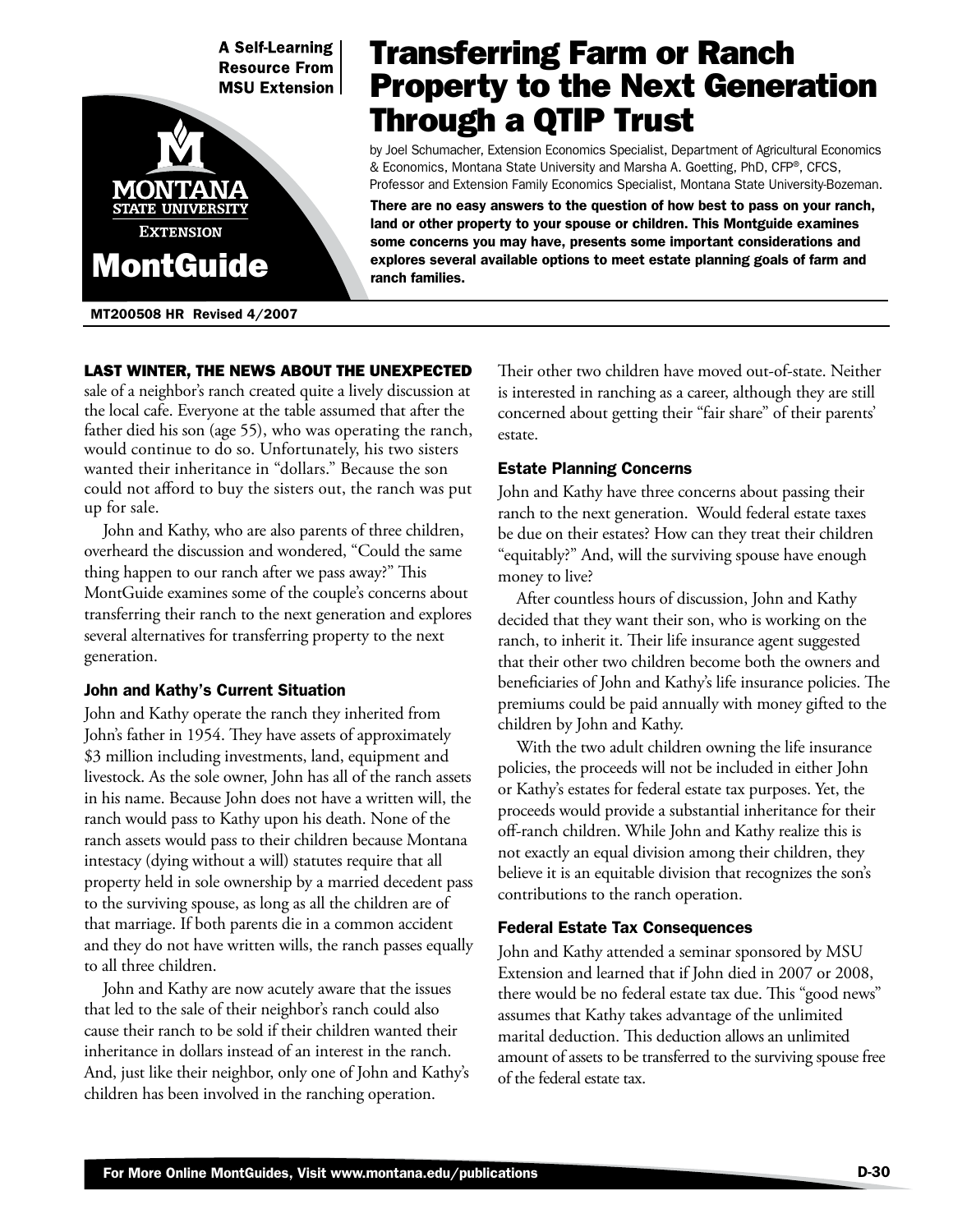A Self-Learning Resource From MSU Extension

MontGuide

# Transferring Farm or Ranch Property to the Next Generation Through a QTIP Trust

by Joel Schumacher, Extension Economics Specialist, Department of Agricultural Economics & Economics, Montana State University and Marsha A. Goetting, PhD, CFP®, CFCS, Professor and Extension Family Economics Specialist, Montana State University-Bozeman.

**There are no easy answers to the question of how best to pass on your ranch, land or other property to your spouse or children. This Montguide examines some concerns you may have, presents some important considerations and explores several available options to meet estate planning goals of farm and ranch families.**

MT200508 HR Revised 4/2007

**LAST WINTER, THE NEWS ABOUT THE UNEXPECTED** sale of a neighbor's ranch created quite a lively discussion at the local cafe. Everyone at the table assumed that after the father died his son (age 55), who was operating the ranch, would continue to do so. Unfortunately, his two sisters wanted their inheritance in "dollars." Because the son could not afford to buy the sisters out, the ranch was put up for sale.

John and Kathy, who are also parents of three children, overheard the discussion and wondered, "Could the same thing happen to our ranch after we pass away?" This MontGuide examines some of the couple's concerns about transferring their ranch to the next generation and explores several alternatives for transferring property to the next generation.

### John and Kathy's Current Situation

John and Kathy operate the ranch they inherited from John's father in 1954. They have assets of approximately $3 million including investments, land, equipment and livestock. As the sole owner, John has all of the ranch assets in his name. Because John does not have a written will, the ranch would pass to Kathy upon his death. None of the ranch assets would pass to their children because Montana intestacy (dying without a will) statutes require that all property held in sole ownership by a married decedent pass to the surviving spouse, as long as all the children are of that marriage. If both parents die in a common accident and they do not have written wills, the ranch passes equally to all three children.

John and Kathy are now acutely aware that the issues that led to the sale of their neighbor's ranch could also cause their ranch to be sold if their children wanted their inheritance in dollars instead of an interest in the ranch. And, just like their neighbor, only one of John and Kathy's children has been involved in the ranching operation.

Their other two children have moved out-of-state. Neither is interested in ranching as a career, although they are still concerned about getting their "fair share" of their parents' estate.

### Estate Planning Concerns

John and Kathy have three concerns about passing their ranch to the next generation. Would federal estate taxes be due on their estates? How can they treat their children "equitably?" And, will the surviving spouse have enough money to live?

After countless hours of discussion, John and Kathy decided that they want their son, who is working on the ranch, to inherit it. Their life insurance agent suggested that their other two children become both the owners and beneficiaries of John and Kathy's life insurance policies. The premiums could be paid annually with money gifted to the children by John and Kathy.

With the two adult children owning the life insurance policies, the proceeds will not be included in either John or Kathy's estates for federal estate tax purposes. Yet, the proceeds would provide a substantial inheritance for their off-ranch children. While John and Kathy realize this is not exactly an equal division among their children, they believe it is an equitable division that recognizes the son's contributions to the ranch operation.

### Federal Estate Tax Consequences

John and Kathy attended a seminar sponsored by MSU Extension and learned that if John died in 2007 or 2008, there would be no federal estate tax due. This "good news" assumes that Kathy takes advantage of the unlimited marital deduction. This deduction allows an unlimited amount of assets to be transferred to the surviving spouse free of the federal estate tax.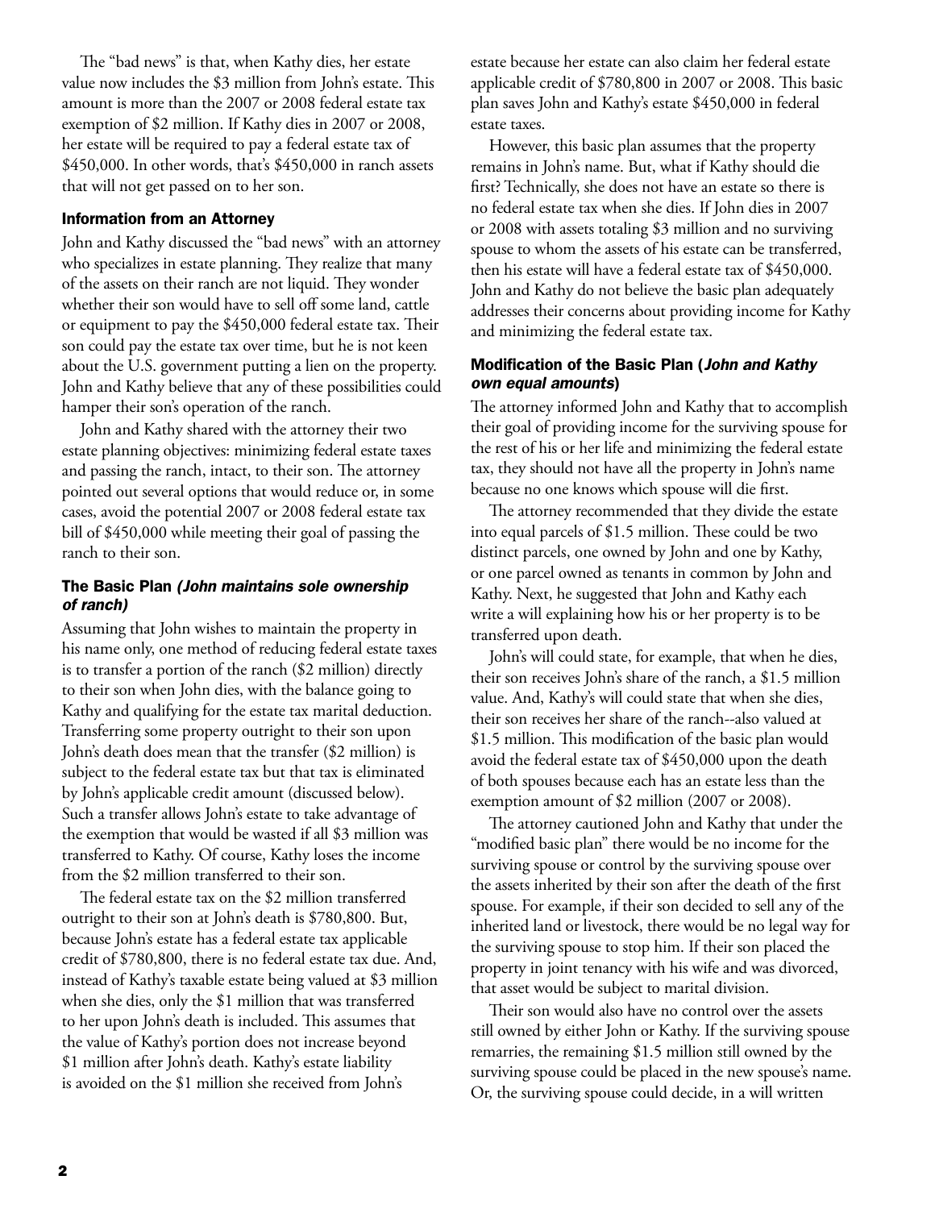The "bad news" is that, when Kathy dies, her estate value now includes the $3 million from John's estate. This amount is more than the 2007 or 2008 federal estate tax exemption of $2 million. If Kathy dies in 2007 or 2008, her estate will be required to pay a federal estate tax of $450,000. In other words, that's $450,000 in ranch assets that will not get passed on to her son.

### Information from an Attorney

John and Kathy discussed the "bad news" with an attorney who specializes in estate planning. They realize that many of the assets on their ranch are not liquid. They wonder whether their son would have to sell off some land, cattle or equipment to pay the $450,000 federal estate tax. Their son could pay the estate tax over time, but he is not keen about the U.S. government putting a lien on the property. John and Kathy believe that any of these possibilities could hamper their son's operation of the ranch.

John and Kathy shared with the attorney their two estate planning objectives: minimizing federal estate taxes and passing the ranch, intact, to their son. The attorney pointed out several options that would reduce or, in some cases, avoid the potential 2007 or 2008 federal estate tax bill of $450,000 while meeting their goal of passing the ranch to their son.

### The Basic Plan *(John maintains sole ownership of ranch)*

Assuming that John wishes to maintain the property in his name only, one method of reducing federal estate taxes is to transfer a portion of the ranch ($2 million) directly to their son when John dies, with the balance going to Kathy and qualifying for the estate tax marital deduction. Transferring some property outright to their son upon John's death does mean that the transfer ($2 million) is subject to the federal estate tax but that tax is eliminated by John's applicable credit amount (discussed below). Such a transfer allows John's estate to take advantage of the exemption that would be wasted if all $3 million was transferred to Kathy. Of course, Kathy loses the income from the $2 million transferred to their son.

The federal estate tax on the $2 million transferred outright to their son at John's death is $780,800. But, because John's estate has a federal estate tax applicable credit of $780,800, there is no federal estate tax due. And, instead of Kathy's taxable estate being valued at $3 million when she dies, only the $1 million that was transferred to her upon John's death is included. This assumes that the value of Kathy's portion does not increase beyond $1 million after John's death. Kathy's estate liability is avoided on the $1 million she received from John's estate because her estate can also claim her federal estate applicable credit of $780,800 in 2007 or 2008. This basic plan saves John and Kathy's estate $450,000 in federal estate taxes.

However, this basic plan assumes that the property remains in John's name. But, what if Kathy should die first? Technically, she does not have an estate so there is no federal estate tax when she dies. If John dies in 2007 or 2008 with assets totaling $3 million and no surviving spouse to whom the assets of his estate can be transferred, then his estate will have a federal estate tax of $450,000. John and Kathy do not believe the basic plan adequately addresses their concerns about providing income for Kathy and minimizing the federal estate tax.

### Modification of the Basic Plan (*John and Kathy own equal amounts*)

The attorney informed John and Kathy that to accomplish their goal of providing income for the surviving spouse for the rest of his or her life and minimizing the federal estate tax, they should not have all the property in John's name because no one knows which spouse will die first.

The attorney recommended that they divide the estate into equal parcels of $1.5 million. These could be two distinct parcels, one owned by John and one by Kathy, or one parcel owned as tenants in common by John and Kathy. Next, he suggested that John and Kathy each write a will explaining how his or her property is to be transferred upon death.

John's will could state, for example, that when he dies, their son receives John's share of the ranch, a $1.5 million value. And, Kathy's will could state that when she dies, their son receives her share of the ranch--also valued at $1.5 million. This modification of the basic plan would avoid the federal estate tax of $450,000 upon the death of both spouses because each has an estate less than the exemption amount of $2 million (2007 or 2008).

The attorney cautioned John and Kathy that under the "modified basic plan" there would be no income for the surviving spouse or control by the surviving spouse over the assets inherited by their son after the death of the first spouse. For example, if their son decided to sell any of the inherited land or livestock, there would be no legal way for the surviving spouse to stop him. If their son placed the property in joint tenancy with his wife and was divorced, that asset would be subject to marital division.

Their son would also have no control over the assets still owned by either John or Kathy. If the surviving spouse remarries, the remaining $1.5 million still owned by the surviving spouse could be placed in the new spouse's name. Or, the surviving spouse could decide, in a will written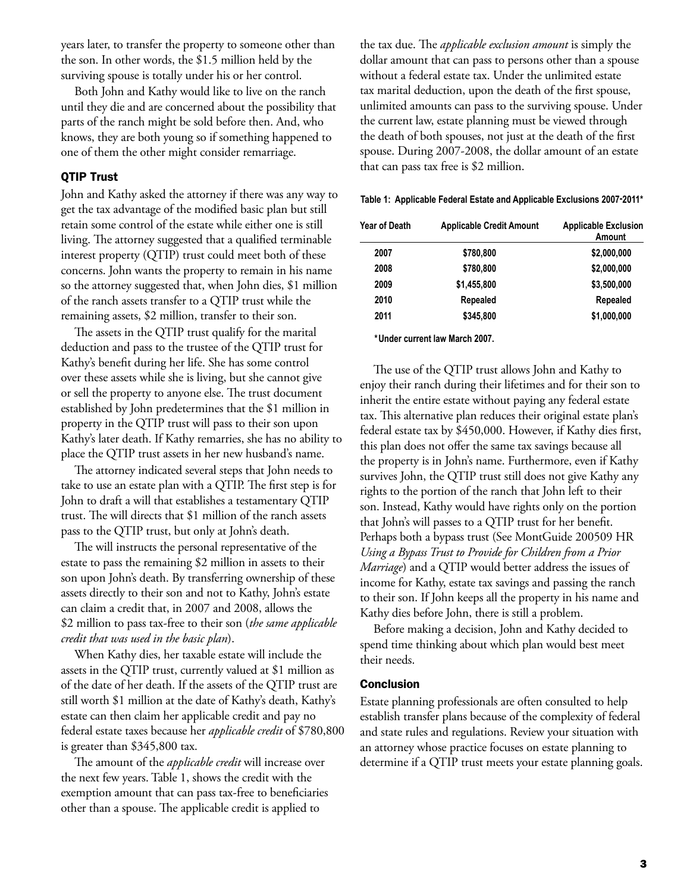years later, to transfer the property to someone other than the son. In other words, the $1.5 million held by the surviving spouse is totally under his or her control.

Both John and Kathy would like to live on the ranch until they die and are concerned about the possibility that parts of the ranch might be sold before then. And, who knows, they are both young so if something happened to one of them the other might consider remarriage.

### QTIP Trust

John and Kathy asked the attorney if there was any way to get the tax advantage of the modified basic plan but still retain some control of the estate while either one is still living. The attorney suggested that a qualified terminable interest property (QTIP) trust could meet both of these concerns. John wants the property to remain in his name so the attorney suggested that, when John dies, $1 million of the ranch assets transfer to a QTIP trust while the remaining assets, $2 million, transfer to their son.

The assets in the QTIP trust qualify for the marital deduction and pass to the trustee of the QTIP trust for Kathy's benefit during her life. She has some control over these assets while she is living, but she cannot give or sell the property to anyone else. The trust document established by John predetermines that the $1 million in property in the QTIP trust will pass to their son upon Kathy's later death. If Kathy remarries, she has no ability to place the QTIP trust assets in her new husband's name.

The attorney indicated several steps that John needs to take to use an estate plan with a QTIP. The first step is for John to draft a will that establishes a testamentary QTIP trust. The will directs that $1 million of the ranch assets pass to the QTIP trust, but only at John's death.

The will instructs the personal representative of the estate to pass the remaining $2 million in assets to their son upon John's death. By transferring ownership of these assets directly to their son and not to Kathy, John's estate can claim a credit that, in 2007 and 2008, allows the $2 million to pass tax-free to their son (*the same applicable credit that was used in the basic plan*).

When Kathy dies, her taxable estate will include the assets in the QTIP trust, currently valued at $1 million as of the date of her death. If the assets of the QTIP trust are still worth $1 million at the date of Kathy's death, Kathy's estate can then claim her applicable credit and pay no federal estate taxes because her *applicable credit* of $780,800 is greater than $345,800 tax.

The amount of the *applicable credit* will increase over the next few years. Table 1, shows the credit with the exemption amount that can pass tax-free to beneficiaries other than a spouse. The applicable credit is applied to the tax due. The *applicable exclusion amount* is simply the dollar amount that can pass to persons other than a spouse without a federal estate tax. Under the unlimited estate tax marital deduction, upon the death of the first spouse, unlimited amounts can pass to the surviving spouse. Under the current law, estate planning must be viewed through the death of both spouses, not just at the death of the first spouse. During 2007-2008, the dollar amount of an estate that can pass tax free is $2 million.

**Table 1: Applicable Federal Estate and Applicable Exclusions 2007-2011***

| Year of Death | Applicable Credit Amount | Applicable Exclusion Amount |
|---|---|---|
| 2007 | $780,800 | $2,000,000 |
| 2008 | $780,800 | $2,000,000 |
| 2009 | $1,455,800 | $3,500,000 |
| 2010 | Repealed | Repealed |
| 2011 | $345,800 | $1,000,000 |

*Under current law March 2007.

The use of the QTIP trust allows John and Kathy to enjoy their ranch during their lifetimes and for their son to inherit the entire estate without paying any federal estate tax. This alternative plan reduces their original estate plan's federal estate tax by $450,000. However, if Kathy dies first, this plan does not offer the same tax savings because all the property is in John's name. Furthermore, even if Kathy survives John, the QTIP trust still does not give Kathy any rights to the portion of the ranch that John left to their son. Instead, Kathy would have rights only on the portion that John's will passes to a QTIP trust for her benefit. Perhaps both a bypass trust (See MontGuide 200509 HR *Using a Bypass Trust to Provide for Children from a Prior Marriage*) and a QTIP would better address the issues of income for Kathy, estate tax savings and passing the ranch to their son. If John keeps all the property in his name and Kathy dies before John, there is still a problem.

Before making a decision, John and Kathy decided to spend time thinking about which plan would best meet their needs.

### Conclusion

Estate planning professionals are often consulted to help establish transfer plans because of the complexity of federal and state rules and regulations. Review your situation with an attorney whose practice focuses on estate planning to determine if a QTIP trust meets your estate planning goals.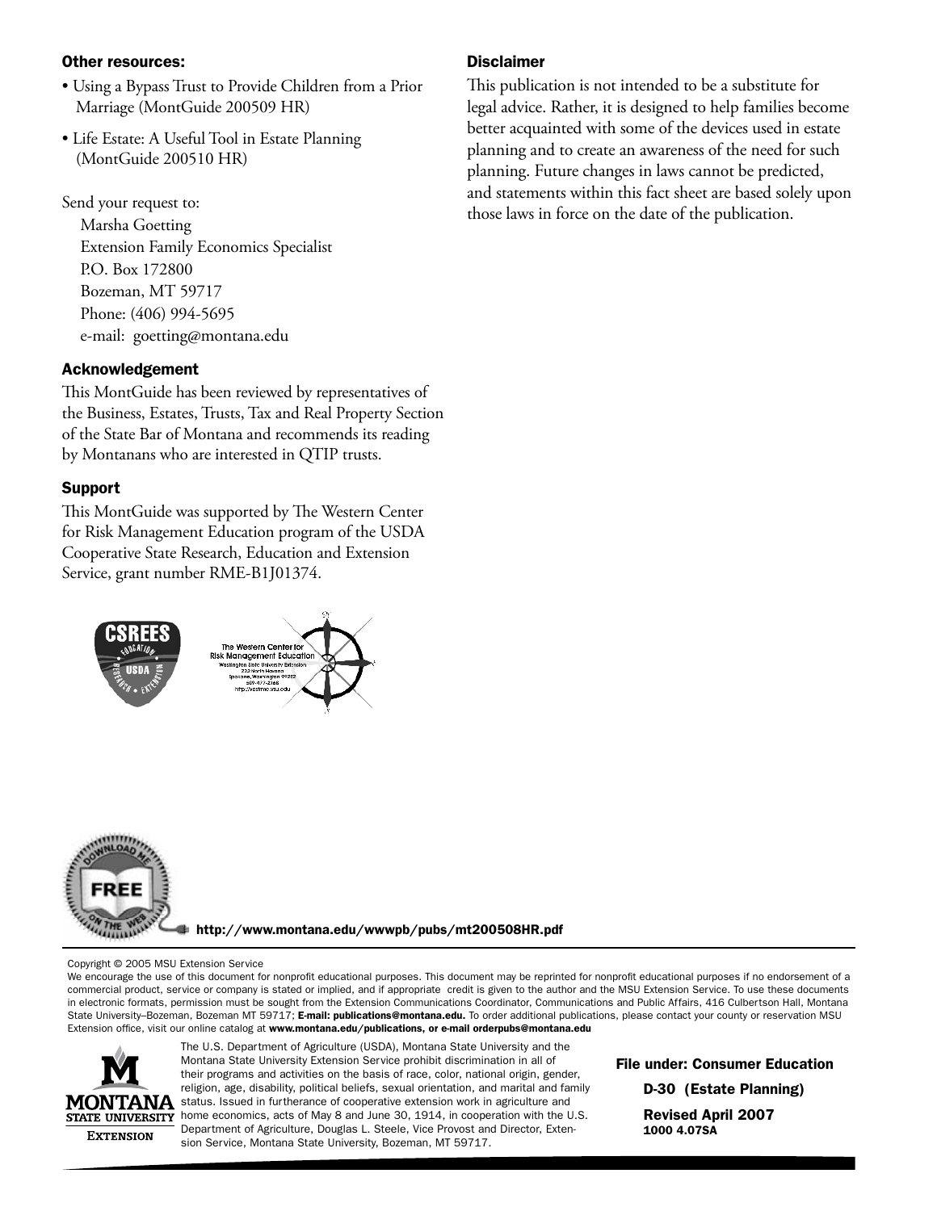### Other resources:

- Using a Bypass Trust to Provide Children from a Prior Marriage (MontGuide 200509 HR)
- Life Estate: A Useful Tool in Estate Planning (MontGuide 200510 HR)

Send your request to:
Marsha Goetting
Extension Family Economics Specialist
P.O. Box 172800
Bozeman, MT 59717
Phone: (406) 994-5695
e-mail: goetting@montana.edu

### Acknowledgement

This MontGuide has been reviewed by representatives of the Business, Estates, Trusts, Tax and Real Property Section of the State Bar of Montana and recommends its reading by Montanans who are interested in QTIP trusts.

### Support

This MontGuide was supported by The Western Center for Risk Management Education program of the USDA Cooperative State Research, Education and Extension Service, grant number RME-B1J01374.

### Disclaimer

This publication is not intended to be a substitute for legal advice. Rather, it is designed to help families become better acquainted with some of the devices used in estate planning and to create an awareness of the need for such planning. Future changes in laws cannot be predicted, and statements within this fact sheet are based solely upon those laws in force on the date of the publication.

http://www.montana.edu/wwwpb/pubs/mt200508HR.pdf

Copyright © 2005 MSU Extension Service

We encourage the use of this document for nonprofit educational purposes. This document may be reprinted for nonprofit educational purposes if no endorsement of a commercial product, service or company is stated or implied, and if appropriate credit is given to the author and the MSU Extension Service. To use these documents in electronic formats, permission must be sought from the Extension Communications Coordinator, Communications and Public Affairs, 416 Culbertson Hall, Montana State University–Bozeman, Bozeman MT 59717; **E-mail: publications@montana.edu.** To order additional publications, please contact your county or reservation MSU Extension office, visit our online catalog at **www.montana.edu/publications, or e-mail orderpubs@montana.edu**

The U.S. Department of Agriculture (USDA), Montana State University and the Montana State University Extension Service prohibit discrimination in all of their programs and activities on the basis of race, color, national origin, gender, religion, age, disability, political beliefs, sexual orientation, and marital and family status. Issued in furtherance of cooperative extension work in agriculture and home economics, acts of May 8 and June 30, 1914, in cooperation with the U.S. Department of Agriculture, Douglas L. Steele, Vice Provost and Director, Extension Service, Montana State University, Bozeman, MT 59717.

**File under: Consumer Education**
**D-30 (Estate Planning)**
**Revised April 2007**
**1000 4.07SA**